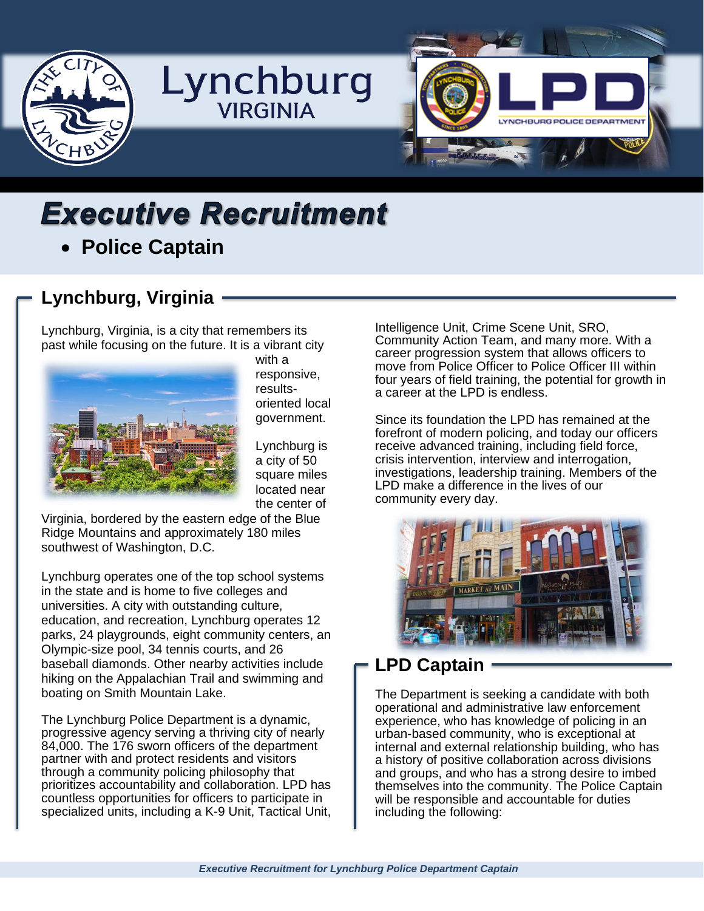# Executive Recruitment

- **Police Captain**

## Lynchburg, Virginia

Lynchburg, Virginia, is a city that remembers its past while focusing on the future. It is a vibrant city with a responsive, results-oriented local government.

Lynchburg is a city of 50 square miles located near the center of Virginia, bordered by the eastern edge of the Blue Ridge Mountains and approximately 180 miles southwest of Washington, D.C.

Lynchburg operates one of the top school systems in the state and is home to five colleges and universities. A city with outstanding culture, education, and recreation, Lynchburg operates 12 parks, 24 playgrounds, eight community centers, an Olympic-size pool, 34 tennis courts, and 26 baseball diamonds. Other nearby activities include hiking on the Appalachian Trail and swimming and boating on Smith Mountain Lake.

The Lynchburg Police Department is a dynamic, progressive agency serving a thriving city of nearly 84,000. The 176 sworn officers of the department partner with and protect residents and visitors through a community policing philosophy that prioritizes accountability and collaboration. LPD has countless opportunities for officers to participate in specialized units, including a K-9 Unit, Tactical Unit, Intelligence Unit, Crime Scene Unit, SRO, Community Action Team, and many more. With a career progression system that allows officers to move from Police Officer to Police Officer III within four years of field training, the potential for growth in a career at the LPD is endless.

Since its foundation the LPD has remained at the forefront of modern policing, and today our officers receive advanced training, including field force, crisis intervention, interview and interrogation, investigations, leadership training. Members of the LPD make a difference in the lives of our community every day.

## LPD Captain

The Department is seeking a candidate with both operational and administrative law enforcement experience, who has knowledge of policing in an urban-based community, who is exceptional at internal and external relationship building, who has a history of positive collaboration across divisions and groups, and who has a strong desire to imbed themselves into the community. The Police Captain will be responsible and accountable for duties including the following: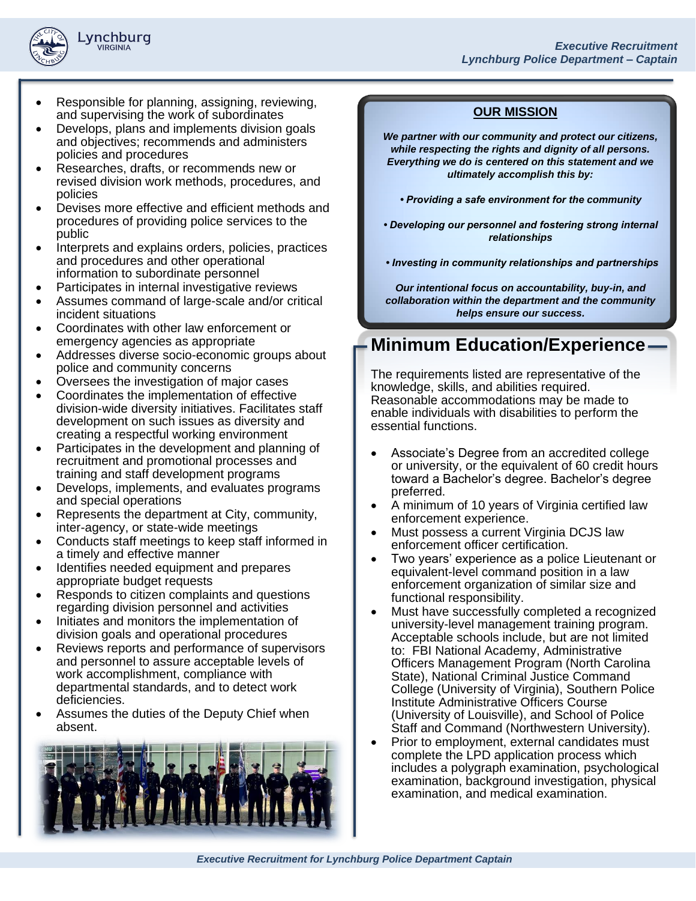- Responsible for planning, assigning, reviewing, and supervising the work of subordinates
- Develops, plans and implements division goals and objectives; recommends and administers policies and procedures
- Researches, drafts, or recommends new or revised division work methods, procedures, and policies
- Devises more effective and efficient methods and procedures of providing police services to the public
- Interprets and explains orders, policies, practices and procedures and other operational information to subordinate personnel
- Participates in internal investigative reviews
- Assumes command of large-scale and/or critical incident situations
- Coordinates with other law enforcement or emergency agencies as appropriate
- Addresses diverse socio-economic groups about police and community concerns
- Oversees the investigation of major cases
- Coordinates the implementation of effective division-wide diversity initiatives. Facilitates staff development on such issues as diversity and creating a respectful working environment
- Participates in the development and planning of recruitment and promotional processes and training and staff development programs
- Develops, implements, and evaluates programs and special operations
- Represents the department at City, community, inter-agency, or state-wide meetings
- Conducts staff meetings to keep staff informed in a timely and effective manner
- Identifies needed equipment and prepares appropriate budget requests
- Responds to citizen complaints and questions regarding division personnel and activities
- Initiates and monitors the implementation of division goals and operational procedures
- Reviews reports and performance of supervisors and personnel to assure acceptable levels of work accomplishment, compliance with departmental standards, and to detect work deficiencies.
- Assumes the duties of the Deputy Chief when absent.

**OUR MISSION**

***We partner with our community and protect our citizens, while respecting the rights and dignity of all persons. Everything we do is centered on this statement and we ultimately accomplish this by:***

***• Providing a safe environment for the community***

***• Developing our personnel and fostering strong internal relationships***

***• Investing in community relationships and partnerships***

***Our intentional focus on accountability, buy-in, and collaboration within the department and the community helps ensure our success.***

## Minimum Education/Experience

The requirements listed are representative of the knowledge, skills, and abilities required. Reasonable accommodations may be made to enable individuals with disabilities to perform the essential functions.

- Associate's Degree from an accredited college or university, or the equivalent of 60 credit hours toward a Bachelor's degree. Bachelor's degree preferred.
- A minimum of 10 years of Virginia certified law enforcement experience.
- Must possess a current Virginia DCJS law enforcement officer certification.
- Two years' experience as a police Lieutenant or equivalent-level command position in a law enforcement organization of similar size and functional responsibility.
- Must have successfully completed a recognized university-level management training program. Acceptable schools include, but are not limited to: FBI National Academy, Administrative Officers Management Program (North Carolina State), National Criminal Justice Command College (University of Virginia), Southern Police Institute Administrative Officers Course (University of Louisville), and School of Police Staff and Command (Northwestern University).
- Prior to employment, external candidates must complete the LPD application process which includes a polygraph examination, psychological examination, background investigation, physical examination, and medical examination.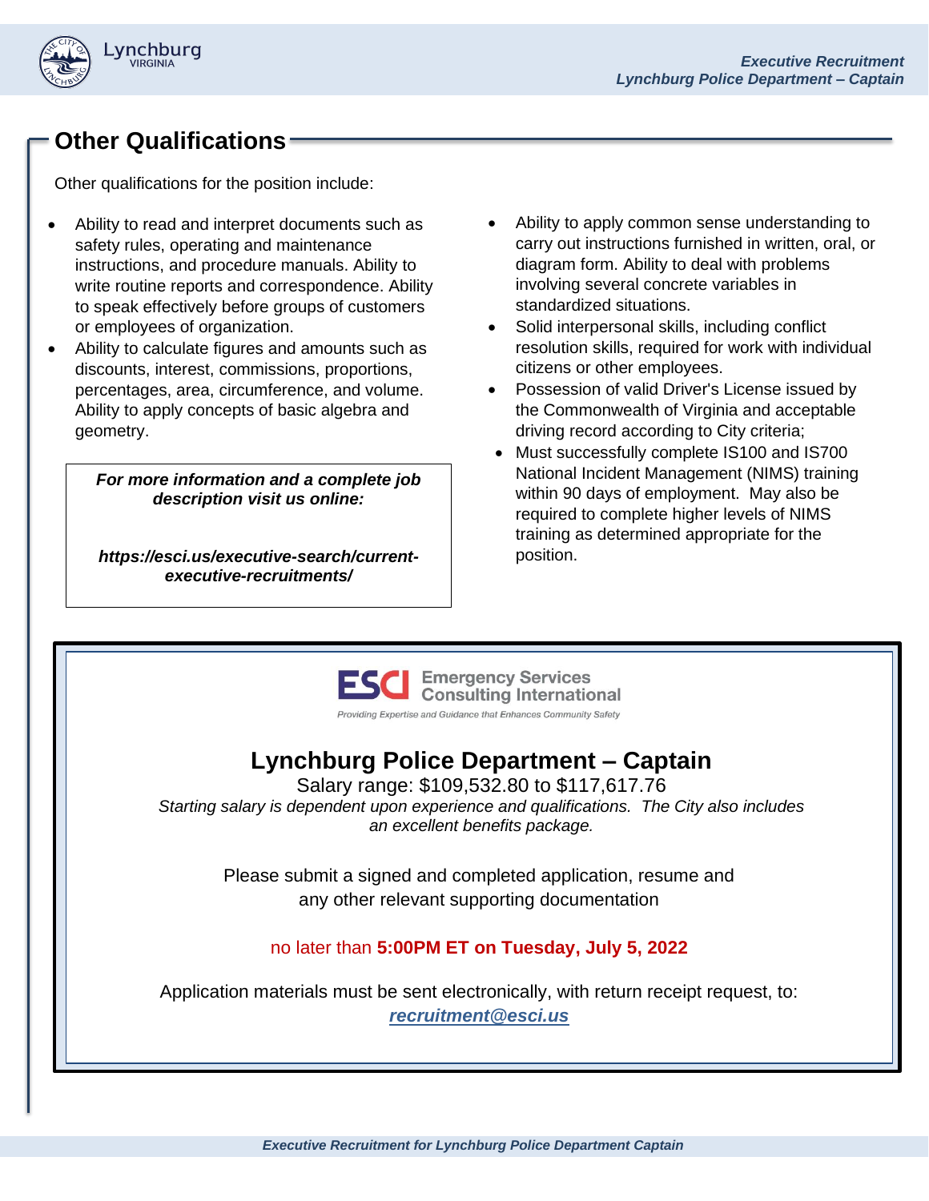## Other Qualifications

Other qualifications for the position include:

- Ability to read and interpret documents such as safety rules, operating and maintenance instructions, and procedure manuals. Ability to write routine reports and correspondence. Ability to speak effectively before groups of customers or employees of organization.
- Ability to calculate figures and amounts such as discounts, interest, commissions, proportions, percentages, area, circumference, and volume. Ability to apply concepts of basic algebra and geometry.
- Ability to apply common sense understanding to carry out instructions furnished in written, oral, or diagram form. Ability to deal with problems involving several concrete variables in standardized situations.
- Solid interpersonal skills, including conflict resolution skills, required for work with individual citizens or other employees.
- Possession of valid Driver's License issued by the Commonwealth of Virginia and acceptable driving record according to City criteria;
- Must successfully complete IS100 and IS700 National Incident Management (NIMS) training within 90 days of employment. May also be required to complete higher levels of NIMS training as determined appropriate for the position.

***For more information and a complete job description visit us online:***

***https://esci.us/executive-search/current-executive-recruitments/***

ESCI Emergency Services Consulting International

*Providing Expertise and Guidance that Enhances Community Safety*

## Lynchburg Police Department – Captain

Salary range: $109,532.80 to $117,617.76

*Starting salary is dependent upon experience and qualifications. The City also includes an excellent benefits package.*

Please submit a signed and completed application, resume and any other relevant supporting documentation

no later than **5:00PM ET on Tuesday, July 5, 2022**

Application materials must be sent electronically, with return receipt request, to:

***recruitment@esci.us***